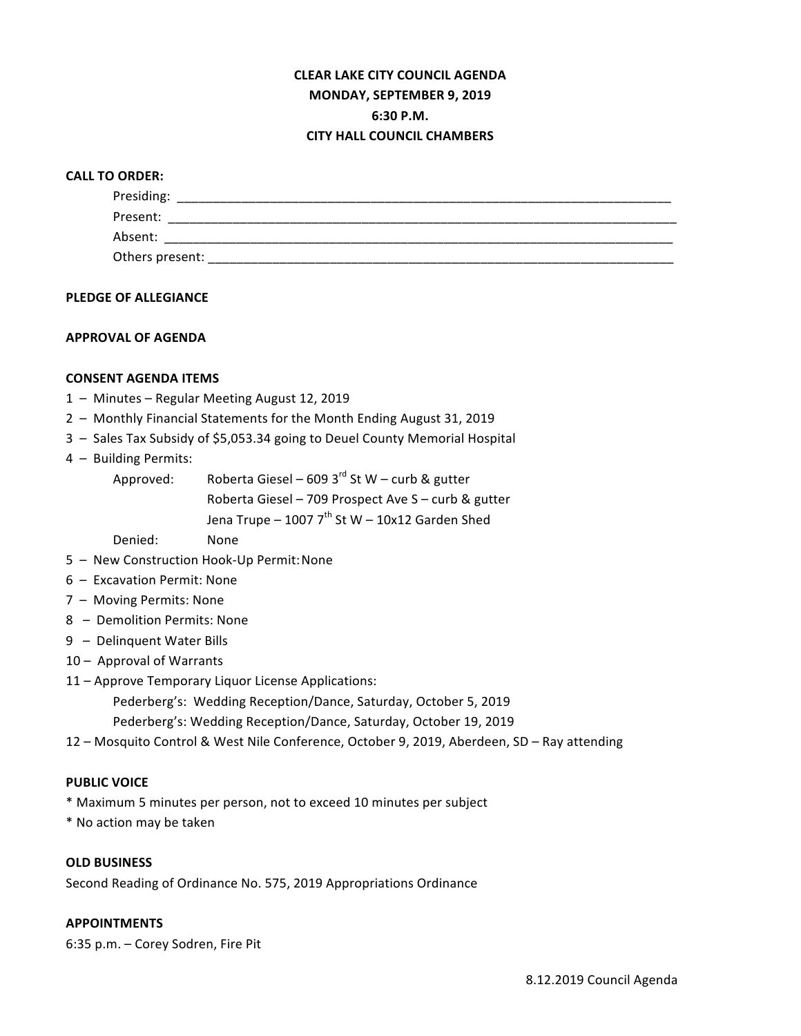# CLEAR LAKE CITY COUNCIL AGENDA
## MONDAY, SEPTEMBER 9, 2019
## 6:30 P.M.
## CITY HALL COUNCIL CHAMBERS

**CALL TO ORDER:**

Presiding: ______________________________________________

Present: ______________________________________________

Absent: ______________________________________________

Others present: ______________________________________________

**PLEDGE OF ALLEGIANCE**

**APPROVAL OF AGENDA**

**CONSENT AGENDA ITEMS**

1 – Minutes – Regular Meeting August 12, 2019
2 – Monthly Financial Statements for the Month Ending August 31, 2019
3 – Sales Tax Subsidy of $5,053.34 going to Deuel County Memorial Hospital
4 – Building Permits:
  Approved: Roberta Giesel – 609 3rd St W – curb & gutter
  Roberta Giesel – 709 Prospect Ave S – curb & gutter
  Jena Trupe – 1007 7th St W – 10x12 Garden Shed
  Denied: None
5 – New Construction Hook-Up Permit: None
6 – Excavation Permit: None
7 – Moving Permits: None
8 – Demolition Permits: None
9 – Delinquent Water Bills
10 – Approval of Warrants
11 – Approve Temporary Liquor License Applications:
  Pederberg's: Wedding Reception/Dance, Saturday, October 5, 2019
  Pederberg's: Wedding Reception/Dance, Saturday, October 19, 2019
12 – Mosquito Control & West Nile Conference, October 9, 2019, Aberdeen, SD – Ray attending

**PUBLIC VOICE**

* Maximum 5 minutes per person, not to exceed 10 minutes per subject
* No action may be taken

**OLD BUSINESS**

Second Reading of Ordinance No. 575, 2019 Appropriations Ordinance

**APPOINTMENTS**

6:35 p.m. – Corey Sodren, Fire Pit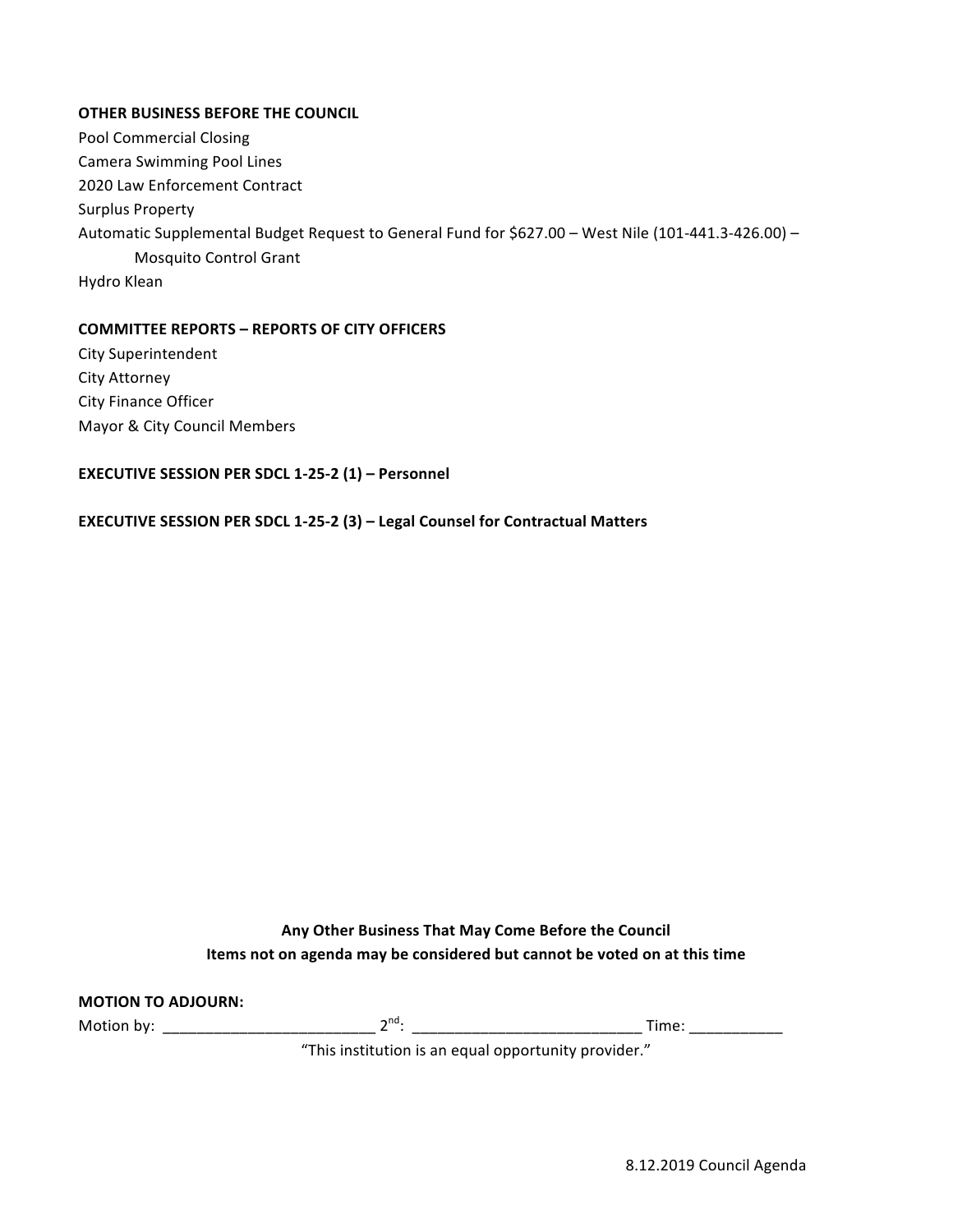**OTHER BUSINESS BEFORE THE COUNCIL**

Pool Commercial Closing
Camera Swimming Pool Lines
2020 Law Enforcement Contract
Surplus Property
Automatic Supplemental Budget Request to General Fund for $627.00 – West Nile (101-441.3-426.00) – Mosquito Control Grant
Hydro Klean

**COMMITTEE REPORTS – REPORTS OF CITY OFFICERS**

City Superintendent
City Attorney
City Finance Officer
Mayor & City Council Members

**EXECUTIVE SESSION PER SDCL 1-25-2 (1) – Personnel**

**EXECUTIVE SESSION PER SDCL 1-25-2 (3) – Legal Counsel for Contractual Matters**

**Any Other Business That May Come Before the Council**
**Items not on agenda may be considered but cannot be voted on at this time**

**MOTION TO ADJOURN:**

Motion by: _________________________ 2nd: ___________________________ Time: ___________

"This institution is an equal opportunity provider."

8.12.2019 Council Agenda